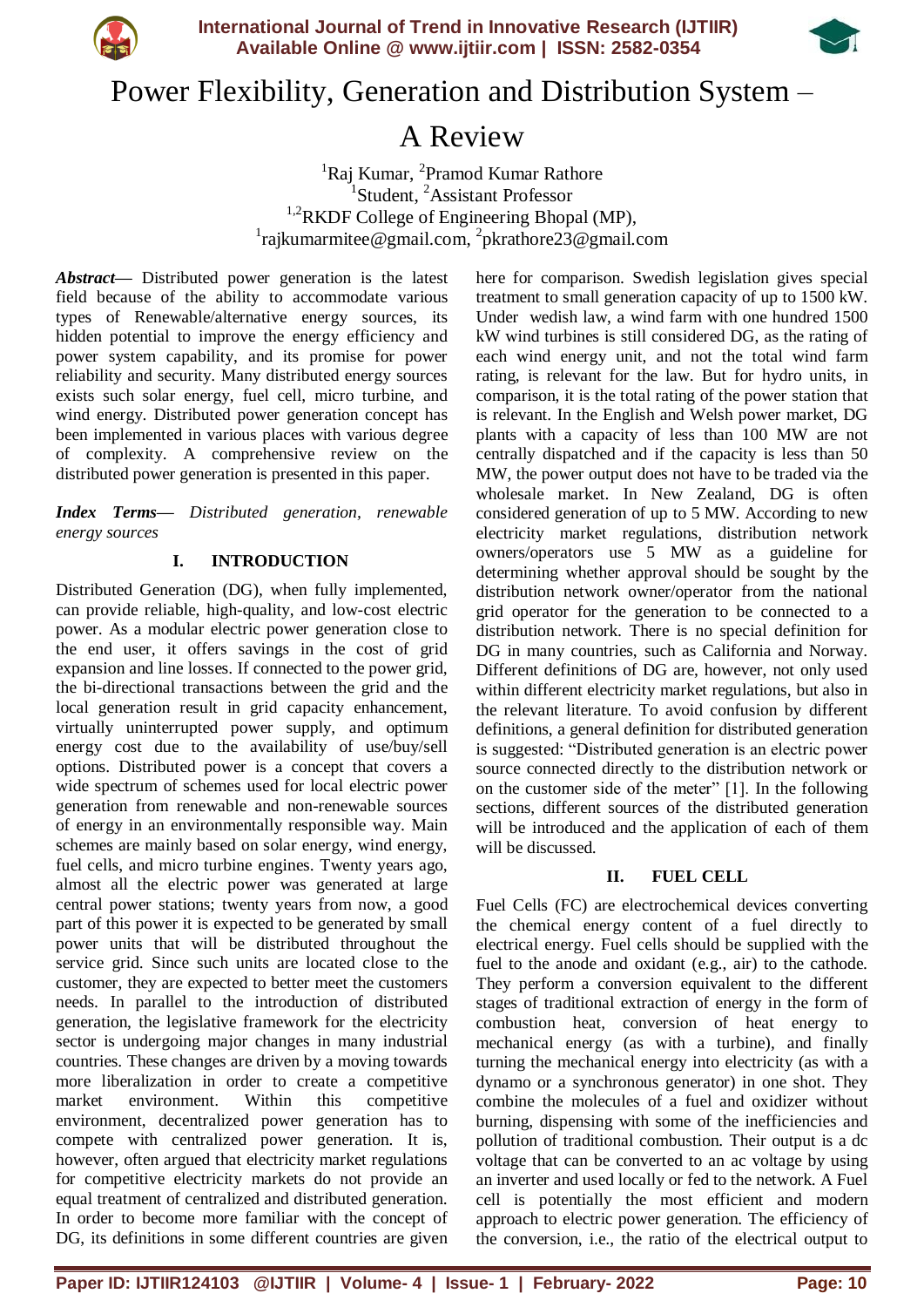# Power Flexibility, Generation and Distribution System – A Review

[1]Raj Kumar, [2]Pramod Kumar Rathore
[1]Student, [2]Assistant Professor
[1,2]RKDF College of Engineering Bhopal (MP),
[1]rajkumarmitee@gmail.com, [2]pkrathore23@gmail.com

***Abstract*****—** Distributed power generation is the latest field because of the ability to accommodate various types of Renewable/alternative energy sources, its hidden potential to improve the energy efficiency and power system capability, and its promise for power reliability and security. Many distributed energy sources exists such solar energy, fuel cell, micro turbine, and wind energy. Distributed power generation concept has been implemented in various places with various degree of complexity. A comprehensive review on the distributed power generation is presented in this paper.

***Index Terms*****—** *Distributed generation, renewable energy sources*

## I. INTRODUCTION

Distributed Generation (DG), when fully implemented, can provide reliable, high-quality, and low-cost electric power. As a modular electric power generation close to the end user, it offers savings in the cost of grid expansion and line losses. If connected to the power grid, the bi-directional transactions between the grid and the local generation result in grid capacity enhancement, virtually uninterrupted power supply, and optimum energy cost due to the availability of use/buy/sell options. Distributed power is a concept that covers a wide spectrum of schemes used for local electric power generation from renewable and non-renewable sources of energy in an environmentally responsible way. Main schemes are mainly based on solar energy, wind energy, fuel cells, and micro turbine engines. Twenty years ago, almost all the electric power was generated at large central power stations; twenty years from now, a good part of this power it is expected to be generated by small power units that will be distributed throughout the service grid. Since such units are located close to the customer, they are expected to better meet the customers needs. In parallel to the introduction of distributed generation, the legislative framework for the electricity sector is undergoing major changes in many industrial countries. These changes are driven by a moving towards more liberalization in order to create a competitive market environment. Within this competitive environment, decentralized power generation has to compete with centralized power generation. It is, however, often argued that electricity market regulations for competitive electricity markets do not provide an equal treatment of centralized and distributed generation. In order to become more familiar with the concept of DG, its definitions in some different countries are given here for comparison. Swedish legislation gives special treatment to small generation capacity of up to 1500 kW. Under wedish law, a wind farm with one hundred 1500 kW wind turbines is still considered DG, as the rating of each wind energy unit, and not the total wind farm rating, is relevant for the law. But for hydro units, in comparison, it is the total rating of the power station that is relevant. In the English and Welsh power market, DG plants with a capacity of less than 100 MW are not centrally dispatched and if the capacity is less than 50 MW, the power output does not have to be traded via the wholesale market. In New Zealand, DG is often considered generation of up to 5 MW. According to new electricity market regulations, distribution network owners/operators use 5 MW as a guideline for determining whether approval should be sought by the distribution network owner/operator from the national grid operator for the generation to be connected to a distribution network. There is no special definition for DG in many countries, such as California and Norway. Different definitions of DG are, however, not only used within different electricity market regulations, but also in the relevant literature. To avoid confusion by different definitions, a general definition for distributed generation is suggested: "Distributed generation is an electric power source connected directly to the distribution network or on the customer side of the meter" [1]. In the following sections, different sources of the distributed generation will be introduced and the application of each of them will be discussed.

## II. FUEL CELL

Fuel Cells (FC) are electrochemical devices converting the chemical energy content of a fuel directly to electrical energy. Fuel cells should be supplied with the fuel to the anode and oxidant (e.g., air) to the cathode. They perform a conversion equivalent to the different stages of traditional extraction of energy in the form of combustion heat, conversion of heat energy to mechanical energy (as with a turbine), and finally turning the mechanical energy into electricity (as with a dynamo or a synchronous generator) in one shot. They combine the molecules of a fuel and oxidizer without burning, dispensing with some of the inefficiencies and pollution of traditional combustion. Their output is a dc voltage that can be converted to an ac voltage by using an inverter and used locally or fed to the network. A Fuel cell is potentially the most efficient and modern approach to electric power generation. The efficiency of the conversion, i.e., the ratio of the electrical output to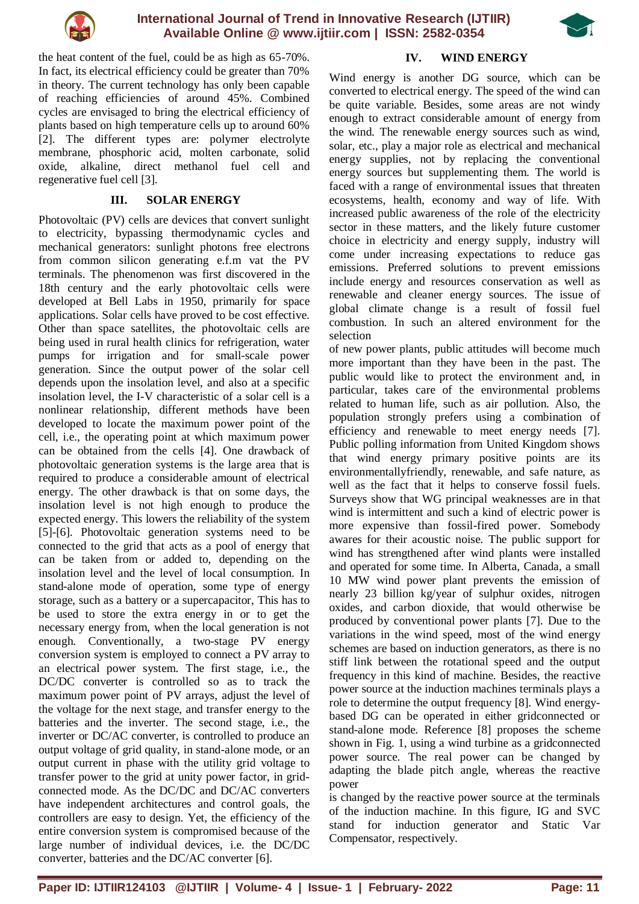the heat content of the fuel, could be as high as 65-70%. In fact, its electrical efficiency could be greater than 70% in theory. The current technology has only been capable of reaching efficiencies of around 45%. Combined cycles are envisaged to bring the electrical efficiency of plants based on high temperature cells up to around 60% [2]. The different types are: polymer electrolyte membrane, phosphoric acid, molten carbonate, solid oxide, alkaline, direct methanol fuel cell and regenerative fuel cell [3].

## III. SOLAR ENERGY

Photovoltaic (PV) cells are devices that convert sunlight to electricity, bypassing thermodynamic cycles and mechanical generators: sunlight photons free electrons from common silicon generating e.f.m vat the PV terminals. The phenomenon was first discovered in the 18th century and the early photovoltaic cells were developed at Bell Labs in 1950, primarily for space applications. Solar cells have proved to be cost effective. Other than space satellites, the photovoltaic cells are being used in rural health clinics for refrigeration, water pumps for irrigation and for small-scale power generation. Since the output power of the solar cell depends upon the insolation level, and also at a specific insolation level, the I-V characteristic of a solar cell is a nonlinear relationship, different methods have been developed to locate the maximum power point of the cell, i.e., the operating point at which maximum power can be obtained from the cells [4]. One drawback of photovoltaic generation systems is the large area that is required to produce a considerable amount of electrical energy. The other drawback is that on some days, the insolation level is not high enough to produce the expected energy. This lowers the reliability of the system [5]-[6]. Photovoltaic generation systems need to be connected to the grid that acts as a pool of energy that can be taken from or added to, depending on the insolation level and the level of local consumption. In stand-alone mode of operation, some type of energy storage, such as a battery or a supercapacitor, This has to be used to store the extra energy in or to get the necessary energy from, when the local generation is not enough. Conventionally, a two-stage PV energy conversion system is employed to connect a PV array to an electrical power system. The first stage, i.e., the DC/DC converter is controlled so as to track the maximum power point of PV arrays, adjust the level of the voltage for the next stage, and transfer energy to the batteries and the inverter. The second stage, i.e., the inverter or DC/AC converter, is controlled to produce an output voltage of grid quality, in stand-alone mode, or an output current in phase with the utility grid voltage to transfer power to the grid at unity power factor, in grid-connected mode. As the DC/DC and DC/AC converters have independent architectures and control goals, the controllers are easy to design. Yet, the efficiency of the entire conversion system is compromised because of the large number of individual devices, i.e. the DC/DC converter, batteries and the DC/AC converter [6].

## IV. WIND ENERGY

Wind energy is another DG source, which can be converted to electrical energy. The speed of the wind can be quite variable. Besides, some areas are not windy enough to extract considerable amount of energy from the wind. The renewable energy sources such as wind, solar, etc., play a major role as electrical and mechanical energy supplies, not by replacing the conventional energy sources but supplementing them. The world is faced with a range of environmental issues that threaten ecosystems, health, economy and way of life. With increased public awareness of the role of the electricity sector in these matters, and the likely future customer choice in electricity and energy supply, industry will come under increasing expectations to reduce gas emissions. Preferred solutions to prevent emissions include energy and resources conservation as well as renewable and cleaner energy sources. The issue of global climate change is a result of fossil fuel combustion. In such an altered environment for the selection of new power plants, public attitudes will become much more important than they have been in the past. The public would like to protect the environment and, in particular, takes care of the environmental problems related to human life, such as air pollution. Also, the population strongly prefers using a combination of efficiency and renewable to meet energy needs [7]. Public polling information from United Kingdom shows that wind energy primary positive points are its environmentallyfriendly, renewable, and safe nature, as well as the fact that it helps to conserve fossil fuels. Surveys show that WG principal weaknesses are in that wind is intermittent and such a kind of electric power is more expensive than fossil-fired power. Somebody awares for their acoustic noise. The public support for wind has strengthened after wind plants were installed and operated for some time. In Alberta, Canada, a small 10 MW wind power plant prevents the emission of nearly 23 billion kg/year of sulphur oxides, nitrogen oxides, and carbon dioxide, that would otherwise be produced by conventional power plants [7]. Due to the variations in the wind speed, most of the wind energy schemes are based on induction generators, as there is no stiff link between the rotational speed and the output frequency in this kind of machine. Besides, the reactive power source at the induction machines terminals plays a role to determine the output frequency [8]. Wind energy-based DG can be operated in either gridconnected or stand-alone mode. Reference [8] proposes the scheme shown in Fig. 1, using a wind turbine as a gridconnected power source. The real power can be changed by adapting the blade pitch angle, whereas the reactive power is changed by the reactive power source at the terminals of the induction machine. In this figure, IG and SVC stand for induction generator and Static Var Compensator, respectively.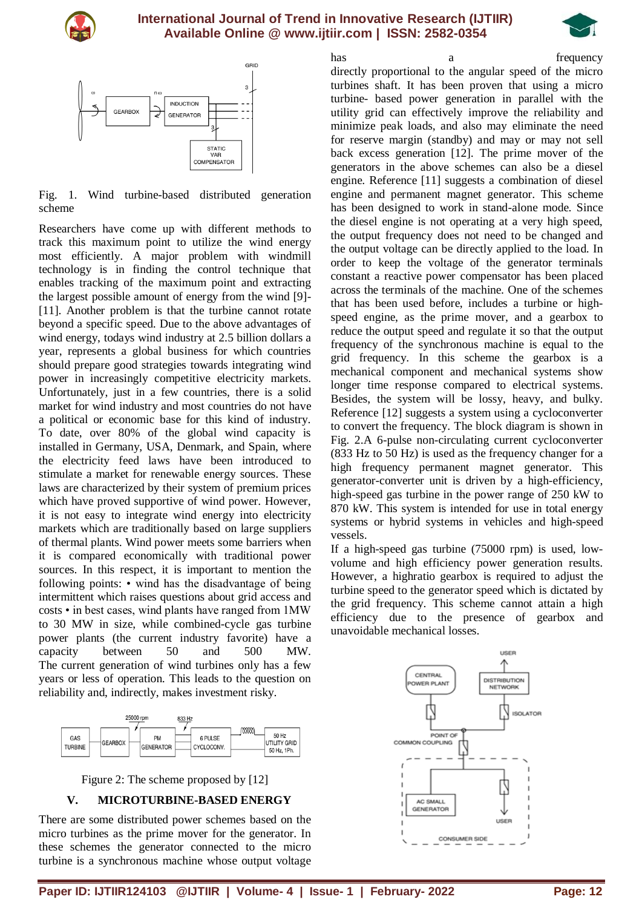Fig. 1. Wind turbine-based distributed generation scheme

Researchers have come up with different methods to track this maximum point to utilize the wind energy most efficiently. A major problem with windmill technology is in finding the control technique that enables tracking of the maximum point and extracting the largest possible amount of energy from the wind [9]-[11]. Another problem is that the turbine cannot rotate beyond a specific speed. Due to the above advantages of wind energy, todays wind industry at 2.5 billion dollars a year, represents a global business for which countries should prepare good strategies towards integrating wind power in increasingly competitive electricity markets. Unfortunately, just in a few countries, there is a solid market for wind industry and most countries do not have a political or economic base for this kind of industry. To date, over 80% of the global wind capacity is installed in Germany, USA, Denmark, and Spain, where the electricity feed laws have been introduced to stimulate a market for renewable energy sources. These laws are characterized by their system of premium prices which have proved supportive of wind power. However, it is not easy to integrate wind energy into electricity markets which are traditionally based on large suppliers of thermal plants. Wind power meets some barriers when it is compared economically with traditional power sources. In this respect, it is important to mention the following points: • wind has the disadvantage of being intermittent which raises questions about grid access and costs • in best cases, wind plants have ranged from 1MW to 30 MW in size, while combined-cycle gas turbine power plants (the current industry favorite) have a capacity between 50 and 500 MW. The current generation of wind turbines only has a few years or less of operation. This leads to the question on reliability and, indirectly, makes investment risky.

Figure 2: The scheme proposed by [12]

## V. MICROTURBINE-BASED ENERGY

There are some distributed power schemes based on the micro turbines as the prime mover for the generator. In these schemes the generator connected to the micro turbine is a synchronous machine whose output voltage has a frequency directly proportional to the angular speed of the micro turbines shaft. It has been proven that using a micro turbine- based power generation in parallel with the utility grid can effectively improve the reliability and minimize peak loads, and also may eliminate the need for reserve margin (standby) and may or may not sell back excess generation [12]. The prime mover of the generators in the above schemes can also be a diesel engine. Reference [11] suggests a combination of diesel engine and permanent magnet generator. This scheme has been designed to work in stand-alone mode. Since the diesel engine is not operating at a very high speed, the output frequency does not need to be changed and the output voltage can be directly applied to the load. In order to keep the voltage of the generator terminals constant a reactive power compensator has been placed across the terminals of the machine. One of the schemes that has been used before, includes a turbine or high-speed engine, as the prime mover, and a gearbox to reduce the output speed and regulate it so that the output frequency of the synchronous machine is equal to the grid frequency. In this scheme the gearbox is a mechanical component and mechanical systems show longer time response compared to electrical systems. Besides, the system will be lossy, heavy, and bulky. Reference [12] suggests a system using a cycloconverter to convert the frequency. The block diagram is shown in Fig. 2.A 6-pulse non-circulating current cycloconverter (833 Hz to 50 Hz) is used as the frequency changer for a high frequency permanent magnet generator. This generator-converter unit is driven by a high-efficiency, high-speed gas turbine in the power range of 250 kW to 870 kW. This system is intended for use in total energy systems or hybrid systems in vehicles and high-speed vessels.

If a high-speed gas turbine (75000 rpm) is used, low-volume and high efficiency power generation results. However, a highratio gearbox is required to adjust the turbine speed to the generator speed which is dictated by the grid frequency. This scheme cannot attain a high efficiency due to the presence of gearbox and unavoidable mechanical losses.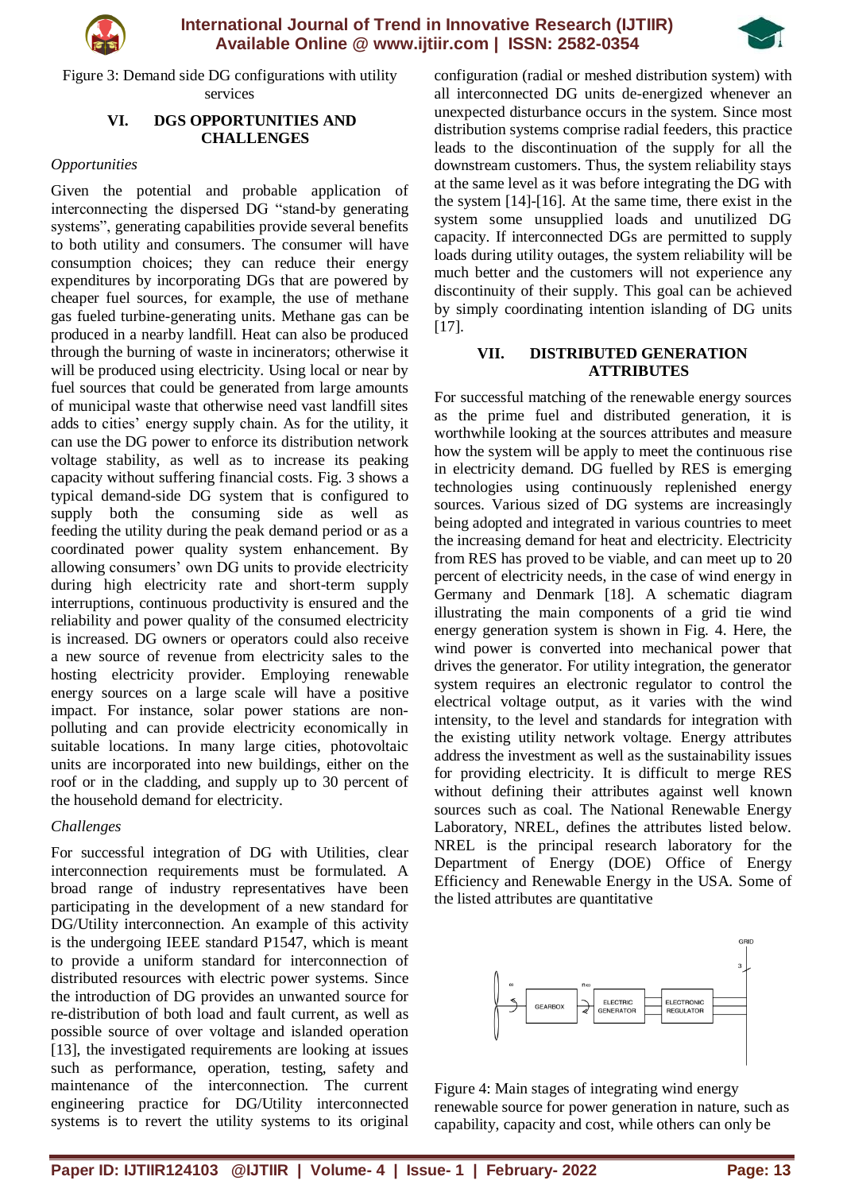Figure 3: Demand side DG configurations with utility services

## VI. DGS OPPORTUNITIES AND CHALLENGES

*Opportunities*

Given the potential and probable application of interconnecting the dispersed DG "stand-by generating systems", generating capabilities provide several benefits to both utility and consumers. The consumer will have consumption choices; they can reduce their energy expenditures by incorporating DGs that are powered by cheaper fuel sources, for example, the use of methane gas fueled turbine-generating units. Methane gas can be produced in a nearby landfill. Heat can also be produced through the burning of waste in incinerators; otherwise it will be produced using electricity. Using local or near by fuel sources that could be generated from large amounts of municipal waste that otherwise need vast landfill sites adds to cities' energy supply chain. As for the utility, it can use the DG power to enforce its distribution network voltage stability, as well as to increase its peaking capacity without suffering financial costs. Fig. 3 shows a typical demand-side DG system that is configured to supply both the consuming side as well as feeding the utility during the peak demand period or as a coordinated power quality system enhancement. By allowing consumers' own DG units to provide electricity during high electricity rate and short-term supply interruptions, continuous productivity is ensured and the reliability and power quality of the consumed electricity is increased. DG owners or operators could also receive a new source of revenue from electricity sales to the hosting electricity provider. Employing renewable energy sources on a large scale will have a positive impact. For instance, solar power stations are non-polluting and can provide electricity economically in suitable locations. In many large cities, photovoltaic units are incorporated into new buildings, either on the roof or in the cladding, and supply up to 30 percent of the household demand for electricity.

*Challenges*

For successful integration of DG with Utilities, clear interconnection requirements must be formulated. A broad range of industry representatives have been participating in the development of a new standard for DG/Utility interconnection. An example of this activity is the undergoing IEEE standard P1547, which is meant to provide a uniform standard for interconnection of distributed resources with electric power systems. Since the introduction of DG provides an unwanted source for re-distribution of both load and fault current, as well as possible source of over voltage and islanded operation [13], the investigated requirements are looking at issues such as performance, operation, testing, safety and maintenance of the interconnection. The current engineering practice for DG/Utility interconnected systems is to revert the utility systems to its original configuration (radial or meshed distribution system) with all interconnected DG units de-energized whenever an unexpected disturbance occurs in the system. Since most distribution systems comprise radial feeders, this practice leads to the discontinuation of the supply for all the downstream customers. Thus, the system reliability stays at the same level as it was before integrating the DG with the system [14]-[16]. At the same time, there exist in the system some unsupplied loads and unutilized DG capacity. If interconnected DGs are permitted to supply loads during utility outages, the system reliability will be much better and the customers will not experience any discontinuity of their supply. This goal can be achieved by simply coordinating intention islanding of DG units [17].

## VII. DISTRIBUTED GENERATION ATTRIBUTES

For successful matching of the renewable energy sources as the prime fuel and distributed generation, it is worthwhile looking at the sources attributes and measure how the system will be apply to meet the continuous rise in electricity demand. DG fuelled by RES is emerging technologies using continuously replenished energy sources. Various sized of DG systems are increasingly being adopted and integrated in various countries to meet the increasing demand for heat and electricity. Electricity from RES has proved to be viable, and can meet up to 20 percent of electricity needs, in the case of wind energy in Germany and Denmark [18]. A schematic diagram illustrating the main components of a grid tie wind energy generation system is shown in Fig. 4. Here, the wind power is converted into mechanical power that drives the generator. For utility integration, the generator system requires an electronic regulator to control the electrical voltage output, as it varies with the wind intensity, to the level and standards for integration with the existing utility network voltage. Energy attributes address the investment as well as the sustainability issues for providing electricity. It is difficult to merge RES without defining their attributes against well known sources such as coal. The National Renewable Energy Laboratory, NREL, defines the attributes listed below. NREL is the principal research laboratory for the Department of Energy (DOE) Office of Energy Efficiency and Renewable Energy in the USA. Some of the listed attributes are quantitative

GRID

3

ω

f(ω)

GEARBOX

ELECTRIC GENERATOR

ELECTRONIC REGULATOR

Figure 4: Main stages of integrating wind energy

renewable source for power generation in nature, such as capability, capacity and cost, while others can only be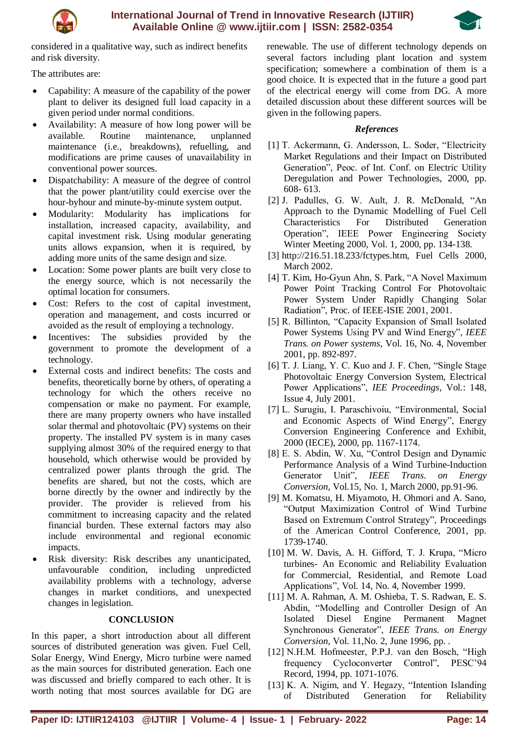considered in a qualitative way, such as indirect benefits and risk diversity.

The attributes are:

- Capability: A measure of the capability of the power plant to deliver its designed full load capacity in a given period under normal conditions.
- Availability: A measure of how long power will be available. Routine maintenance, unplanned maintenance (i.e., breakdowns), refuelling, and modifications are prime causes of unavailability in conventional power sources.
- Dispatchability: A measure of the degree of control that the power plant/utility could exercise over the hour-byhour and minute-by-minute system output.
- Modularity: Modularity has implications for installation, increased capacity, availability, and capital investment risk. Using modular generating units allows expansion, when it is required, by adding more units of the same design and size.
- Location: Some power plants are built very close to the energy source, which is not necessarily the optimal location for consumers.
- Cost: Refers to the cost of capital investment, operation and management, and costs incurred or avoided as the result of employing a technology.
- Incentives: The subsidies provided by the government to promote the development of a technology.
- External costs and indirect benefits: The costs and benefits, theoretically borne by others, of operating a technology for which the others receive no compensation or make no payment. For example, there are many property owners who have installed solar thermal and photovoltaic (PV) systems on their property. The installed PV system is in many cases supplying almost 30% of the required energy to that household, which otherwise would be provided by centralized power plants through the grid. The benefits are shared, but not the costs, which are borne directly by the owner and indirectly by the provider. The provider is relieved from his commitment to increasing capacity and the related financial burden. These external factors may also include environmental and regional economic impacts.
- Risk diversity: Risk describes any unanticipated, unfavourable condition, including unpredicted availability problems with a technology, adverse changes in market conditions, and unexpected changes in legislation.

## CONCLUSION

In this paper, a short introduction about all different sources of distributed generation was given. Fuel Cell, Solar Energy, Wind Energy, Micro turbine were named as the main sources for distributed generation. Each one was discussed and briefly compared to each other. It is worth noting that most sources available for DG are renewable. The use of different technology depends on several factors including plant location and system specification; somewhere a combination of them is a good choice. It is expected that in the future a good part of the electrical energy will come from DG. A more detailed discussion about these different sources will be given in the following papers.

## *References*

[1] T. Ackermann, G. Andersson, L. Soder, "Electricity Market Regulations and their Impact on Distributed Generation", Peoc. of Int. Conf. on Electric Utility Deregulation and Power Technologies, 2000, pp. 608- 613.

[2] J. Padulles, G. W. Ault, J. R. McDonald, "An Approach to the Dynamic Modelling of Fuel Cell Characteristics For Distributed Generation Operation", IEEE Power Engineering Society Winter Meeting 2000, Vol. 1, 2000, pp. 134-138.

[3] http://216.51.18.233/fctypes.htm, Fuel Cells 2000, March 2002.

[4] T. Kim, Ho-Gyun Ahn, S. Park, "A Novel Maximum Power Point Tracking Control For Photovoltaic Power System Under Rapidly Changing Solar Radiation", Proc. of IEEE-ISIE 2001, 2001.

[5] R. Billinton, "Capacity Expansion of Small Isolated Power Systems Using PV and Wind Energy", *IEEE Trans. on Power systems*, Vol. 16, No. 4, November 2001, pp. 892-897.

[6] T. J. Liang, Y. C. Kuo and J. F. Chen, "Single Stage Photovoltaic Energy Conversion System, Electrical Power Applications", *IEE Proceedings*, Vol.: 148, Issue 4, July 2001.

[7] L. Surugiu, I. Paraschivoiu, "Environmental, Social and Economic Aspects of Wind Energy", Energy Conversion Engineering Conference and Exhibit, 2000 (IECE), 2000, pp. 1167-1174.

[8] E. S. Abdin, W. Xu, "Control Design and Dynamic Performance Analysis of a Wind Turbine-Induction Generator Unit", *IEEE Trans. on Energy Conversion*, Vol.15, No. 1, March 2000, pp.91-96.

[9] M. Komatsu, H. Miyamoto, H. Ohmori and A. Sano, "Output Maximization Control of Wind Turbine Based on Extremum Control Strategy", Proceedings of the American Control Conference, 2001, pp. 1739-1740.

[10] M. W. Davis, A. H. Gifford, T. J. Krupa, "Micro turbines- An Economic and Reliability Evaluation for Commercial, Residential, and Remote Load Applications", Vol. 14, No. 4, November 1999.

[11] M. A. Rahman, A. M. Oshieba, T. S. Radwan, E. S. Abdin, "Modelling and Controller Design of An Isolated Diesel Engine Permanent Magnet Synchronous Generator", *IEEE Trans. on Energy Conversion*, Vol. 11,No. 2, June 1996, pp. .

[12] N.H.M. Hofmeester, P.P.J. van den Bosch, "High frequency Cycloconverter Control", PESC'94 Record, 1994, pp. 1071-1076.

[13] K. A. Nigim, and Y. Hegazy, "Intention Islanding of Distributed Generation for Reliability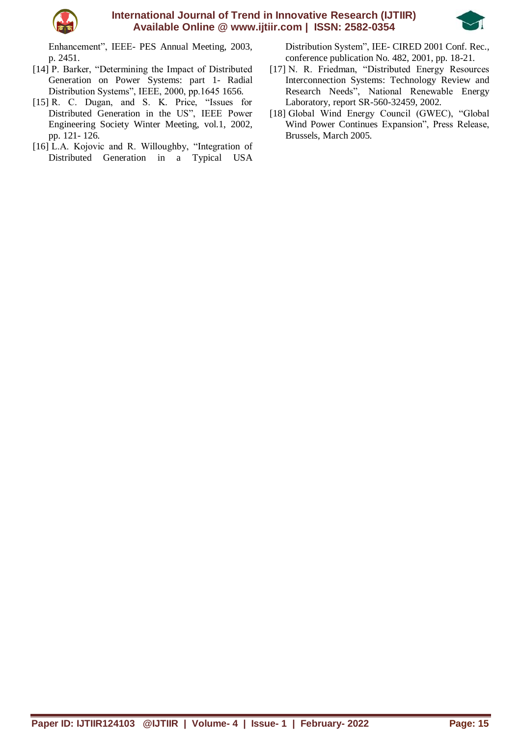Enhancement", IEEE- PES Annual Meeting, 2003, p. 2451.

[14] P. Barker, "Determining the Impact of Distributed Generation on Power Systems: part 1- Radial Distribution Systems", IEEE, 2000, pp.1645 1656.

[15] R. C. Dugan, and S. K. Price, "Issues for Distributed Generation in the US", IEEE Power Engineering Society Winter Meeting, vol.1, 2002, pp. 121- 126.

[16] L.A. Kojovic and R. Willoughby, "Integration of Distributed Generation in a Typical USA Distribution System", IEE- CIRED 2001 Conf. Rec., conference publication No. 482, 2001, pp. 18-21.

[17] N. R. Friedman, "Distributed Energy Resources Interconnection Systems: Technology Review and Research Needs", National Renewable Energy Laboratory, report SR-560-32459, 2002.

[18] Global Wind Energy Council (GWEC), "Global Wind Power Continues Expansion", Press Release, Brussels, March 2005.